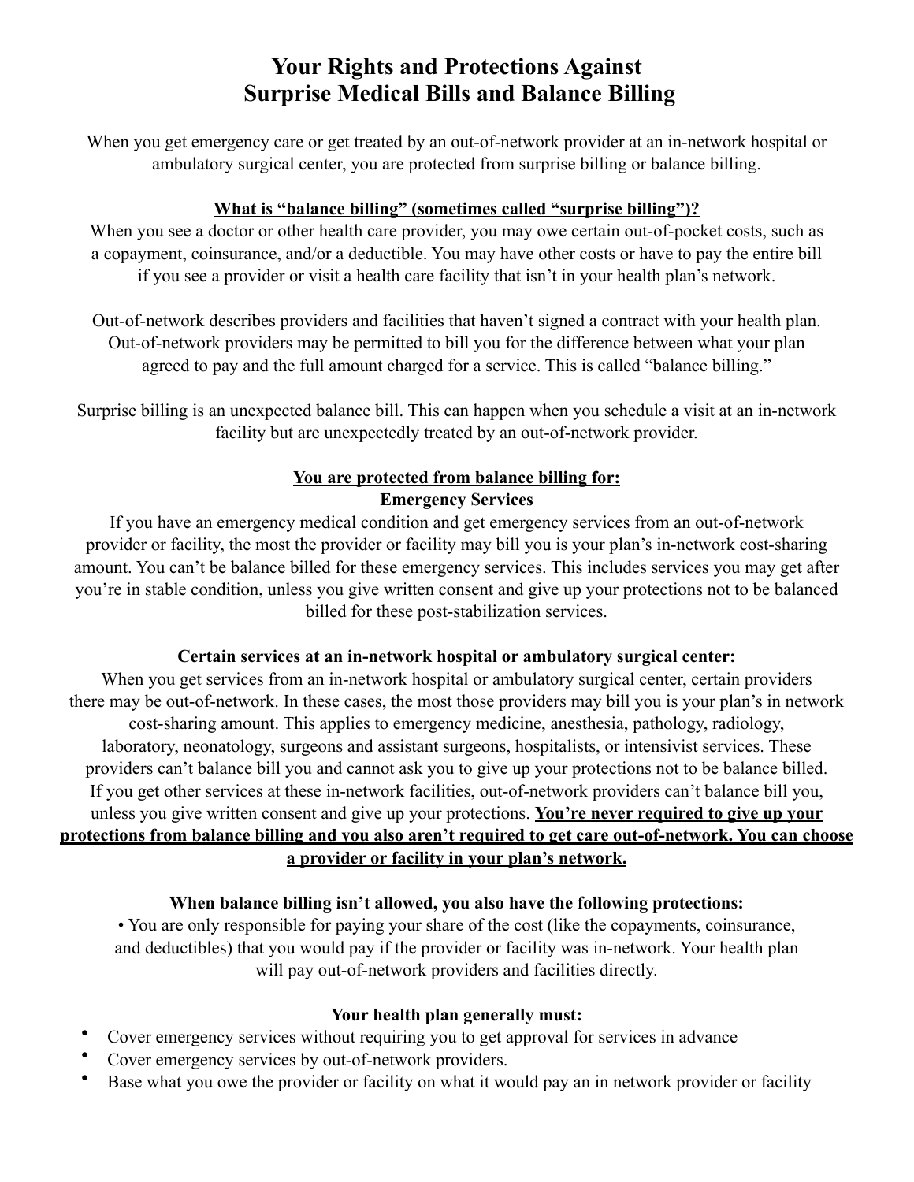# Your Rights and Protections Against Surprise Medical Bills and Balance Billing

When you get emergency care or get treated by an out-of-network provider at an in-network hospital or ambulatory surgical center, you are protected from surprise billing or balance billing.

## What is "balance billing" (sometimes called "surprise billing")?

When you see a doctor or other health care provider, you may owe certain out-of-pocket costs, such as a copayment, coinsurance, and/or a deductible. You may have other costs or have to pay the entire bill if you see a provider or visit a health care facility that isn't in your health plan's network.

Out-of-network describes providers and facilities that haven't signed a contract with your health plan. Out-of-network providers may be permitted to bill you for the difference between what your plan agreed to pay and the full amount charged for a service. This is called "balance billing."

Surprise billing is an unexpected balance bill. This can happen when you schedule a visit at an in-network facility but are unexpectedly treated by an out-of-network provider.

## You are protected from balance billing for:

### Emergency Services

If you have an emergency medical condition and get emergency services from an out-of-network provider or facility, the most the provider or facility may bill you is your plan's in-network cost-sharing amount. You can't be balance billed for these emergency services. This includes services you may get after you're in stable condition, unless you give written consent and give up your protections not to be balanced billed for these post-stabilization services.

### Certain services at an in-network hospital or ambulatory surgical center:

When you get services from an in-network hospital or ambulatory surgical center, certain providers there may be out-of-network. In these cases, the most those providers may bill you is your plan's in network cost-sharing amount. This applies to emergency medicine, anesthesia, pathology, radiology, laboratory, neonatology, surgeons and assistant surgeons, hospitalists, or intensivist services. These providers can't balance bill you and cannot ask you to give up your protections not to be balance billed. If you get other services at these in-network facilities, out-of-network providers can't balance bill you, unless you give written consent and give up your protections. **You're never required to give up your protections from balance billing and you also aren't required to get care out-of-network. You can choose a provider or facility in your plan's network.**

### When balance billing isn't allowed, you also have the following protections:

- You are only responsible for paying your share of the cost (like the copayments, coinsurance, and deductibles) that you would pay if the provider or facility was in-network. Your health plan will pay out-of-network providers and facilities directly.

### Your health plan generally must:

- Cover emergency services without requiring you to get approval for services in advance
- Cover emergency services by out-of-network providers.
- Base what you owe the provider or facility on what it would pay an in network provider or facility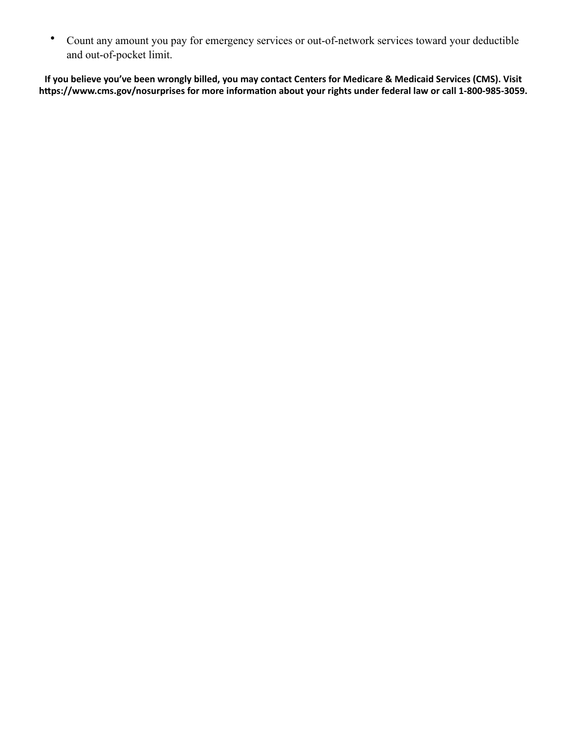- Count any amount you pay for emergency services or out-of-network services toward your deductible and out-of-pocket limit.

**If you believe you've been wrongly billed, you may contact Centers for Medicare & Medicaid Services (CMS). Visit https://www.cms.gov/nosurprises for more information about your rights under federal law or call 1-800-985-3059.**